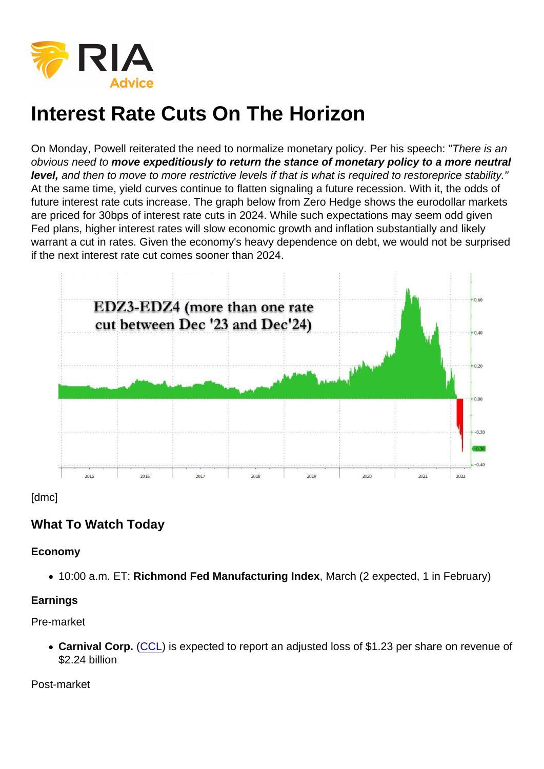# Interest Rate Cuts On The Horizon

On Monday, Powell reiterated the need to normalize monetary policy. Per his speech: "*There is an obvious need to* ***move expeditiously to return the stance of monetary policy to a more neutral level,*** *and then to move to more restrictive levels if that is what is required to restoreprice stability.*" At the same time, yield curves continue to flatten signaling a future recession. With it, the odds of future interest rate cuts increase. The graph below from Zero Hedge shows the eurodollar markets are priced for 30bps of interest rate cuts in 2024. While such expectations may seem odd given Fed plans, higher interest rates will slow economic growth and inflation substantially and likely warrant a cut in rates. Given the economy's heavy dependence on debt, we would not be surprised if the next interest rate cut comes sooner than 2024.

[dmc]

## What To Watch Today

### Economy

- 10:00 a.m. ET: **Richmond Fed Manufacturing Index**, March (2 expected, 1 in February)

### Earnings

Pre-market

- **Carnival Corp.** (CCL) is expected to report an adjusted loss of $1.23 per share on revenue of $2.24 billion

Post-market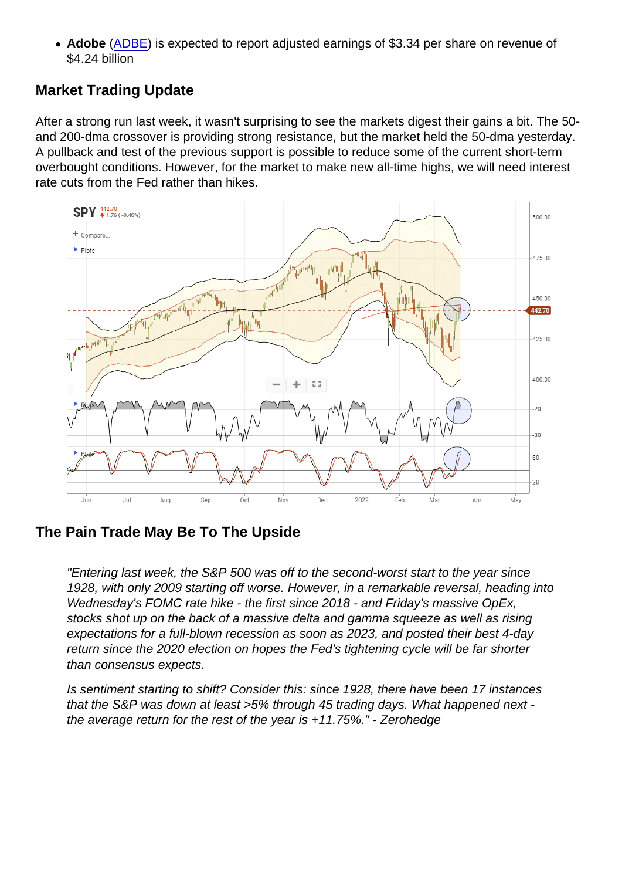- **Adobe** (ADBE) is expected to report adjusted earnings of $3.34 per share on revenue of $4.24 billion

## Market Trading Update

After a strong run last week, it wasn't surprising to see the markets digest their gains a bit. The 50- and 200-dma crossover is providing strong resistance, but the market held the 50-dma yesterday. A pullback and test of the previous support is possible to reduce some of the current short-term overbought conditions. However, for the market to make new all-time highs, we will need interest rate cuts from the Fed rather than hikes.

## The Pain Trade May Be To The Upside

> *"Entering last week, the S&P 500 was off to the second-worst start to the year since 1928, with only 2009 starting off worse. However, in a remarkable reversal, heading into Wednesday's FOMC rate hike - the first since 2018 - and Friday's massive OpEx, stocks shot up on the back of a massive delta and gamma squeeze as well as rising expectations for a full-blown recession as soon as 2023, and posted their best 4-day return since the 2020 election on hopes the Fed's tightening cycle will be far shorter than consensus expects.*
>
> *Is sentiment starting to shift? Consider this: since 1928, there have been 17 instances that the S&P was down at least >5% through 45 trading days. What happened next - the average return for the rest of the year is +11.75%." - Zerohedge*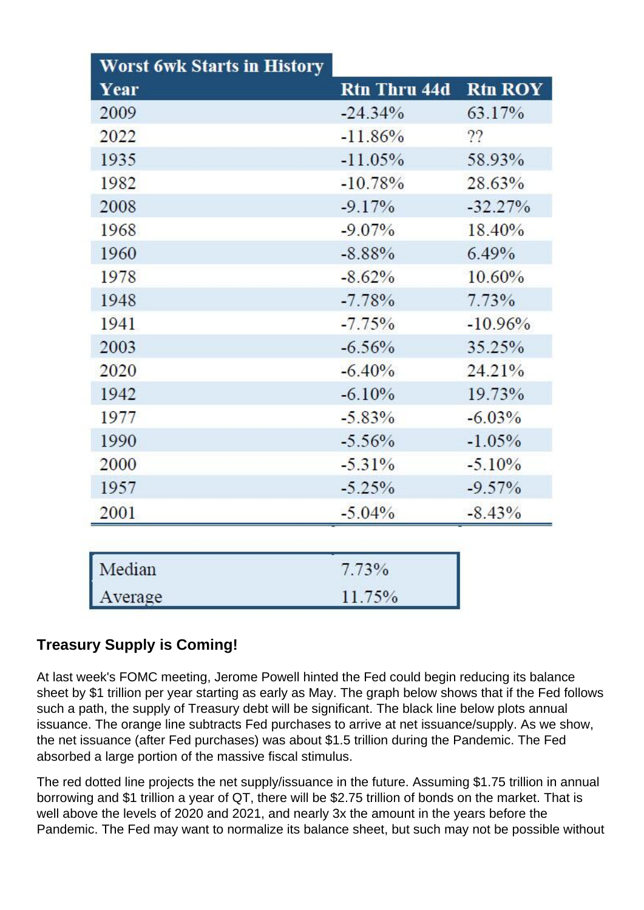| Worst 6wk Starts in History | | |
|---|---|---|
| Year | Rtn Thru 44d | Rtn ROY |
| 2009 | -24.34% | 63.17% |
| 2022 | -11.86% | ?? |
| 1935 | -11.05% | 58.93% |
| 1982 | -10.78% | 28.63% |
| 2008 | -9.17% | -32.27% |
| 1968 | -9.07% | 18.40% |
| 1960 | -8.88% | 6.49% |
| 1978 | -8.62% | 10.60% |
| 1948 | -7.78% | 7.73% |
| 1941 | -7.75% | -10.96% |
| 2003 | -6.56% | 35.25% |
| 2020 | -6.40% | 24.21% |
| 1942 | -6.10% | 19.73% |
| 1977 | -5.83% | -6.03% |
| 1990 | -5.56% | -1.05% |
| 2000 | -5.31% | -5.10% |
| 1957 | -5.25% | -9.57% |
| 2001 | -5.04% | -8.43% |

| | |
|---|---|
| Median | 7.73% |
| Average | 11.75% |

### Treasury Supply is Coming!

At last week's FOMC meeting, Jerome Powell hinted the Fed could begin reducing its balance sheet by $1 trillion per year starting as early as May. The graph below shows that if the Fed follows such a path, the supply of Treasury debt will be significant. The black line below plots annual issuance. The orange line subtracts Fed purchases to arrive at net issuance/supply. As we show, the net issuance (after Fed purchases) was about $1.5 trillion during the Pandemic. The Fed absorbed a large portion of the massive fiscal stimulus.

The red dotted line projects the net supply/issuance in the future. Assuming $1.75 trillion in annual borrowing and $1 trillion a year of QT, there will be $2.75 trillion of bonds on the market. That is well above the levels of 2020 and 2021, and nearly 3x the amount in the years before the Pandemic. The Fed may want to normalize its balance sheet, but such may not be possible without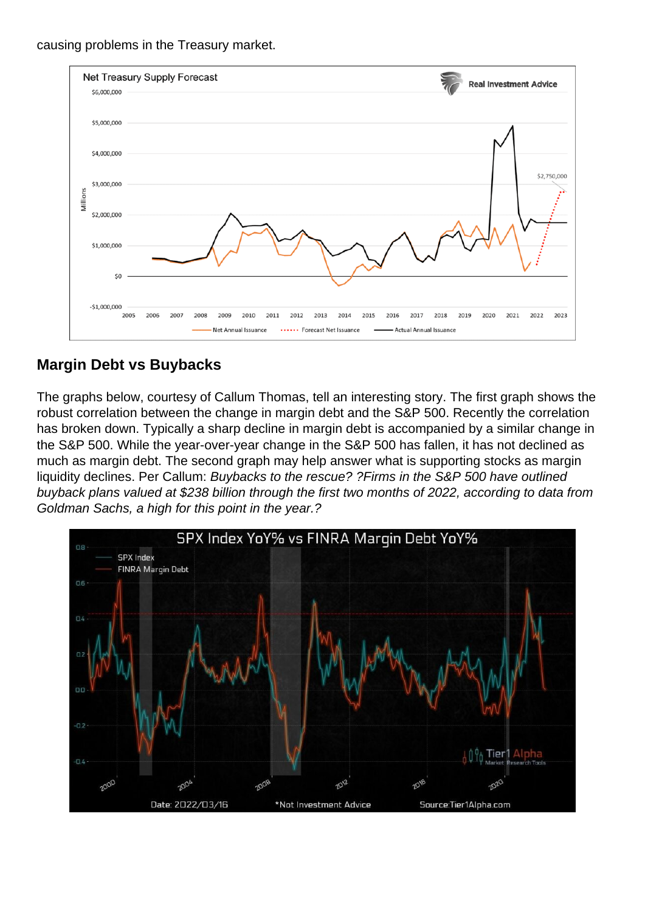causing problems in the Treasury market.

## Margin Debt vs Buybacks

The graphs below, courtesy of Callum Thomas, tell an interesting story. The first graph shows the robust correlation between the change in margin debt and the S&P 500. Recently the correlation has broken down. Typically a sharp decline in margin debt is accompanied by a similar change in the S&P 500. While the year-over-year change in the S&P 500 has fallen, it has not declined as much as margin debt. The second graph may help answer what is supporting stocks as margin liquidity declines. Per Callum: *Buybacks to the rescue? ?Firms in the S&P 500 have outlined buyback plans valued at $238 billion through the first two months of 2022, according to data from Goldman Sachs, a high for this point in the year.?*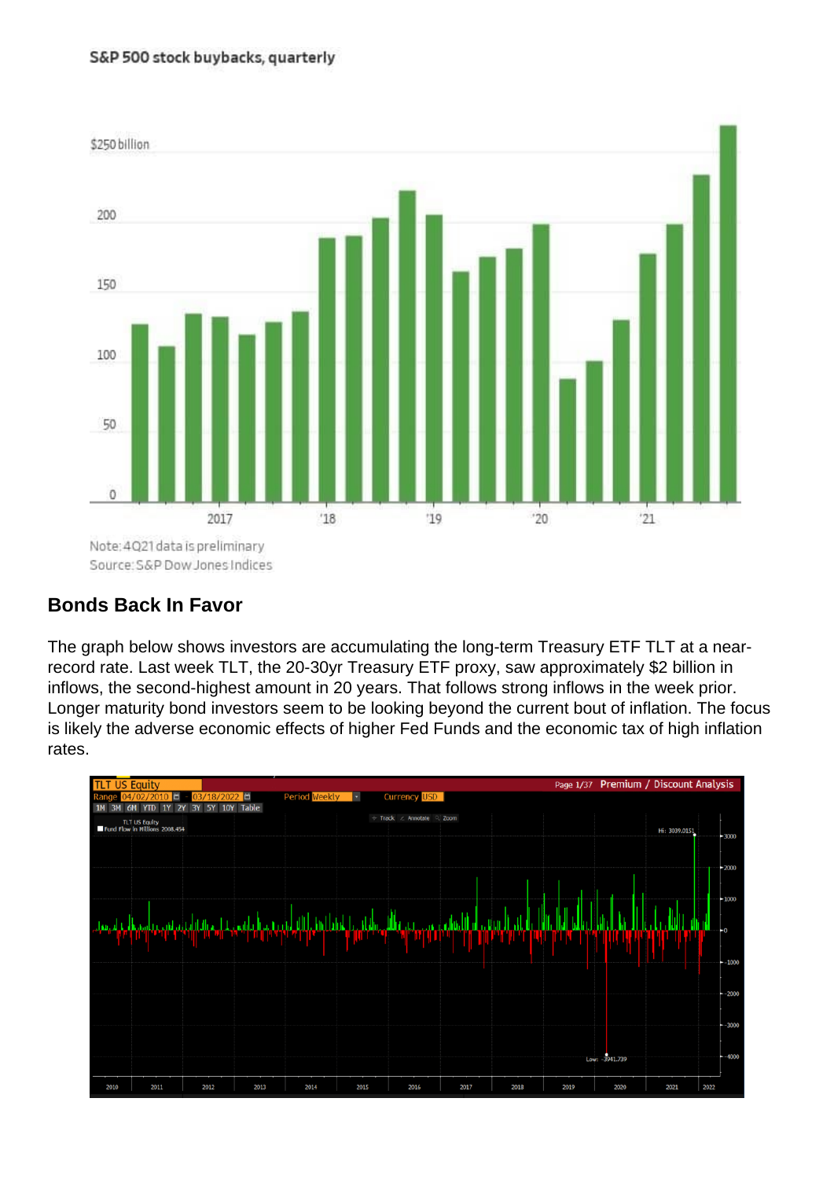S&P 500 stock buybacks, quarterly

Note: 4Q21 data is preliminary
Source: S&P Dow Jones Indices

## Bonds Back In Favor

The graph below shows investors are accumulating the long-term Treasury ETF TLT at a near-record rate. Last week TLT, the 20-30yr Treasury ETF proxy, saw approximately $2 billion in inflows, the second-highest amount in 20 years. That follows strong inflows in the week prior. Longer maturity bond investors seem to be looking beyond the current bout of inflation. The focus is likely the adverse economic effects of higher Fed Funds and the economic tax of high inflation rates.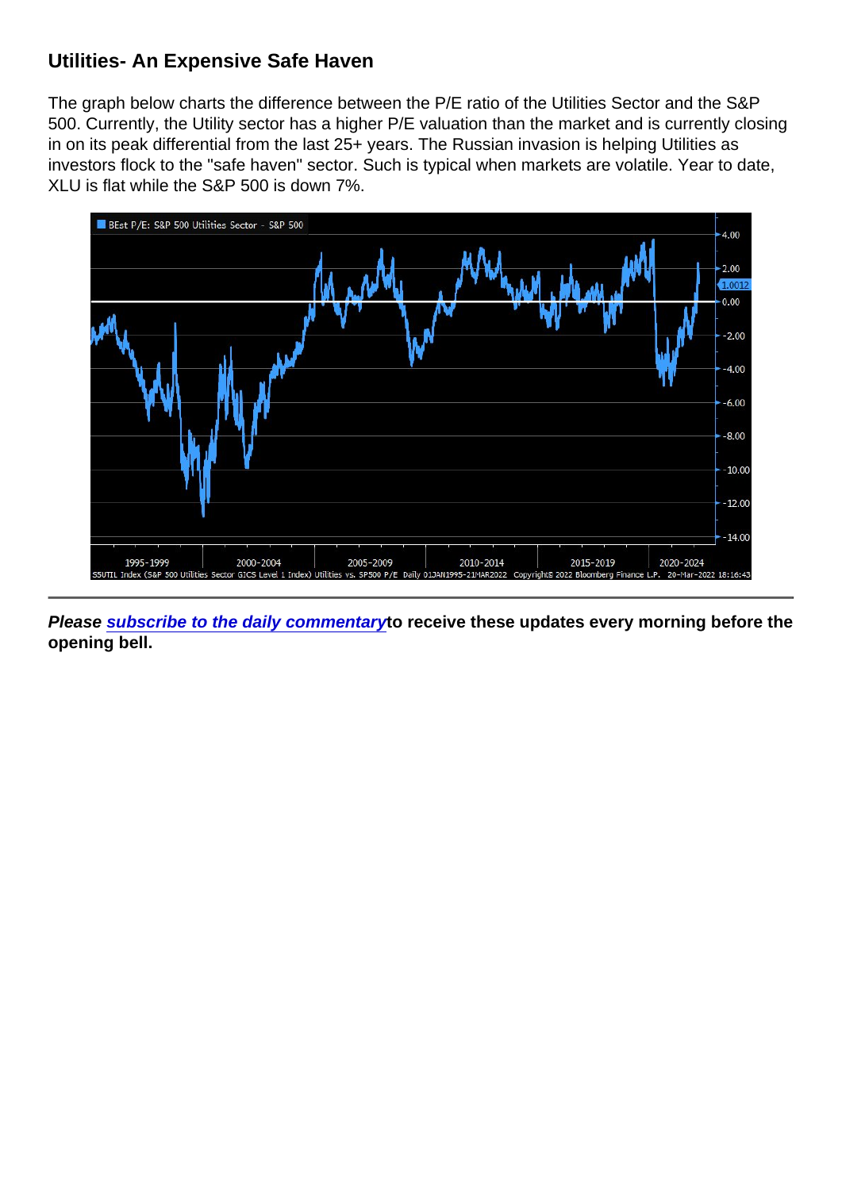## Utilities- An Expensive Safe Haven

The graph below charts the difference between the P/E ratio of the Utilities Sector and the S&P 500. Currently, the Utility sector has a higher P/E valuation than the market and is currently closing in on its peak differential from the last 25+ years. The Russian invasion is helping Utilities as investors flock to the "safe haven" sector. Such is typical when markets are volatile. Year to date, XLU is flat while the S&P 500 is down 7%.

BEst P/E: S&P 500 Utilities Sector - S&P 500

4.00
2.00
1.0012
0.00
-2.00
-4.00
-6.00
-8.00
-10.00
-12.00
-14.00

1995-1999
2000-2004
2005-2009
2010-2014
2015-2019
2020-2024

S5UTIL Index (S&P 500 Utilities Sector GICS Level 1 Index) Utilities vs. SP500 P/E Daily 01JAN1995-21MAR2022 Copyright© 2022 Bloomberg Finance L.P. 20-Mar-2022 18:16:43

---

***Please* [subscribe to the daily commentary](#) to receive these updates every morning before the opening bell.**